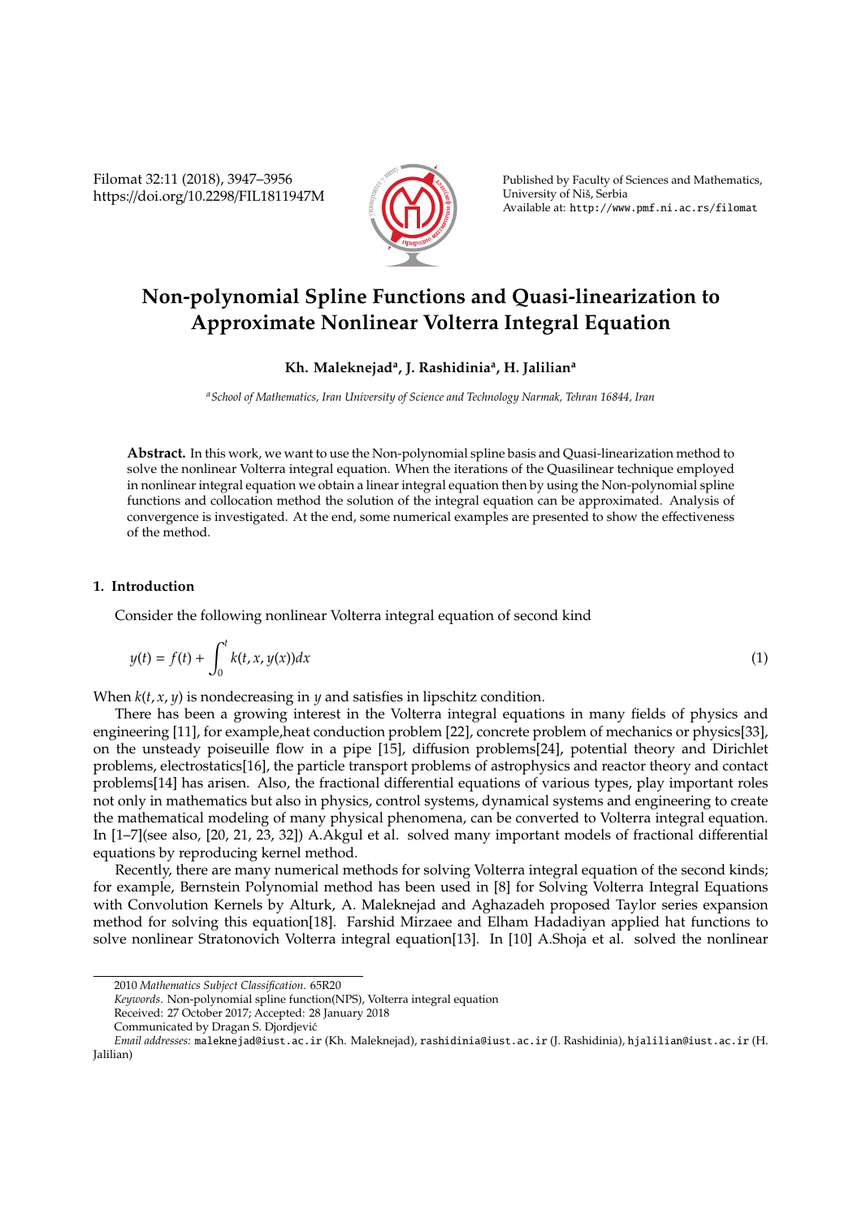# Non-polynomial Spline Functions and Quasi-linearization to Approximate Nonlinear Volterra Integral Equation

**Kh. Maleknejad[a], J. Rashidinia[a], H. Jalilian[a]**

[a] *School of Mathematics, Iran University of Science and Technology Narmak, Tehran 16844, Iran*

**Abstract.** In this work, we want to use the Non-polynomial spline basis and Quasi-linearization method to solve the nonlinear Volterra integral equation. When the iterations of the Quasilinear technique employed in nonlinear integral equation we obtain a linear integral equation then by using the Non-polynomial spline functions and collocation method the solution of the integral equation can be approximated. Analysis of convergence is investigated. At the end, some numerical examples are presented to show the effectiveness of the method.

## 1. Introduction

Consider the following nonlinear Volterra integral equation of second kind

$$y(t) = f(t) + \int_0^t k(t, x, y(x))dx \tag{1}$$

When $k(t, x, y)$ is nondecreasing in $y$ and satisfies in lipschitz condition.

There has been a growing interest in the Volterra integral equations in many fields of physics and engineering [11], for example,heat conduction problem [22], concrete problem of mechanics or physics[33], on the unsteady poiseuille flow in a pipe [15], diffusion problems[24], potential theory and Dirichlet problems, electrostatics[16], the particle transport problems of astrophysics and reactor theory and contact problems[14] has arisen. Also, the fractional differential equations of various types, play important roles not only in mathematics but also in physics, control systems, dynamical systems and engineering to create the mathematical modeling of many physical phenomena, can be converted to Volterra integral equation. In [1–7](see also, [20, 21, 23, 32]) A.Akgul et al. solved many important models of fractional differential equations by reproducing kernel method.

Recently, there are many numerical methods for solving Volterra integral equation of the second kinds; for example, Bernstein Polynomial method has been used in [8] for Solving Volterra Integral Equations with Convolution Kernels by Alturk, A. Maleknejad and Aghazadeh proposed Taylor series expansion method for solving this equation[18]. Farshid Mirzaee and Elham Hadadiyan applied hat functions to solve nonlinear Stratonovich Volterra integral equation[13]. In [10] A.Shoja et al. solved the nonlinear

---

2010 *Mathematics Subject Classification.* 65R20

*Keywords.* Non-polynomial spline function(NPS), Volterra integral equation

Received: 27 October 2017; Accepted: 28 January 2018

Communicated by Dragan S. Djordjević

*Email addresses:* maleknejad@iust.ac.ir (Kh. Maleknejad), rashidinia@iust.ac.ir (J. Rashidinia), hjalilian@iust.ac.ir (H. Jalilian)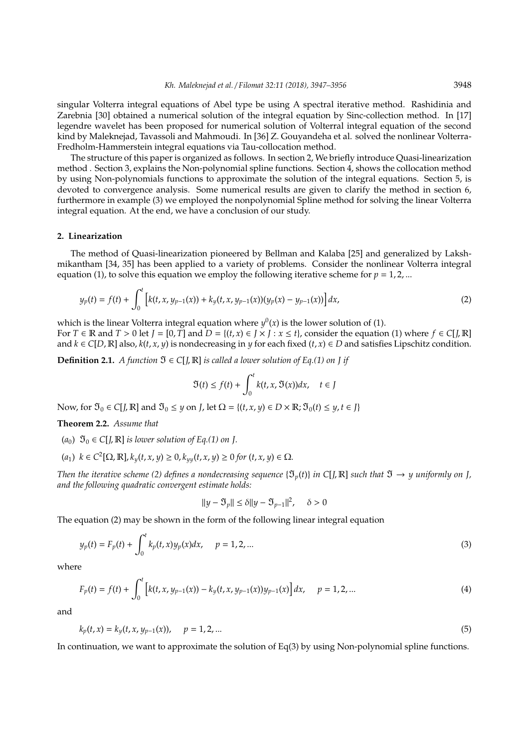singular Volterra integral equations of Abel type be using A spectral iterative method. Rashidinia and Zarebnia [30] obtained a numerical solution of the integral equation by Sinc-collection method. In [17] legendre wavelet has been proposed for numerical solution of Volterral integral equation of the second kind by Maleknejad, Tavassoli and Mahmoudi. In [36] Z. Gouyandeha et al. solved the nonlinear Volterra-Fredholm-Hammerstein integral equations via Tau-collocation method.

The structure of this paper is organized as follows. In section 2, We briefly introduce Quasi-linearization method . Section 3, explains the Non-polynomial spline functions. Section 4, shows the collocation method by using Non-polynomials functions to approximate the solution of the integral equations. Section 5, is devoted to convergence analysis. Some numerical results are given to clarify the method in section 6, furthermore in example (3) we employed the nonpolynomial Spline method for solving the linear Volterra integral equation. At the end, we have a conclusion of our study.

## 2. Linearization

The method of Quasi-linearization pioneered by Bellman and Kalaba [25] and generalized by Lakshmikantham [34, 35] has been applied to a variety of problems. Consider the nonlinear Volterra integral equation (1), to solve this equation we employ the following iterative scheme for $p = 1, 2, ...$

$$y_p(t) = f(t) + \int_0^t \Big[k(t, x, y_{p-1}(x)) + k_y(t, x, y_{p-1}(x))(y_p(x) - y_{p-1}(x))\Big]dx, \tag{2}$$

which is the linear Volterra integral equation where $y^0(x)$ is the lower solution of (1).
For $T \in \mathbb{R}$ and $T > 0$ let $J = [0, T]$ and $D = \{(t, x) \in J \times J : x \leq t\}$, consider the equation (1) where $f \in C[J, \mathbb{R}]$ and $k \in C[D, \mathbb{R}]$ also, $k(t, x, y)$ is nondecreasing in $y$ for each fixed $(t, x) \in D$ and satisfies Lipschitz condition.

**Definition 2.1.** *A function $\mathfrak{I} \in C[J, \mathbb{R}]$ is called a lower solution of Eq.(1) on $J$ if*

$$\mathfrak{I}(t) \leq f(t) + \int_0^t k(t, x, \mathfrak{I}(x))dx, \quad t \in J$$

Now, for $\mathfrak{I}_0 \in C[J, \mathbb{R}]$ and $\mathfrak{I}_0 \leq y$ on $J$, let $\Omega = \{(t, x, y) \in D \times \mathbb{R}; \mathfrak{I}_0(t) \leq y, t \in J\}$

**Theorem 2.2.** *Assume that*

- $(a_0)$ $\mathfrak{I}_0 \in C[J, \mathbb{R}]$ *is lower solution of Eq.(1) on J.*
- $(a_1)$ $k \in C^2[\Omega, \mathbb{R}], k_y(t, x, y) \geq 0, k_{yy}(t, x, y) \geq 0$ *for* $(t, x, y) \in \Omega$.

*Then the iterative scheme (2) defines a nondecreasing sequence $\{\mathfrak{I}_p(t)\}$ in $C[J, \mathbb{R}]$ such that $\mathfrak{I} \to y$ uniformly on $J$, and the following quadratic convergent estimate holds:*

$$\|y - \mathfrak{I}_p\| \leq \delta \|y - \mathfrak{I}_{p-1}\|^2, \quad \delta > 0$$

The equation (2) may be shown in the form of the following linear integral equation

$$y_p(t) = F_p(t) + \int_0^t k_p(t, x)y_p(x)dx, \quad p = 1, 2, ... \tag{3}$$

where

$$F_p(t) = f(t) + \int_0^t \Big[k(t, x, y_{p-1}(x)) - k_y(t, x, y_{p-1}(x))y_{p-1}(x)\Big]dx, \quad p = 1, 2, ... \tag{4}$$

and

$$k_p(t, x) = k_y(t, x, y_{p-1}(x)), \quad p = 1, 2, ... \tag{5}$$

In continuation, we want to approximate the solution of Eq(3) by using Non-polynomial spline functions.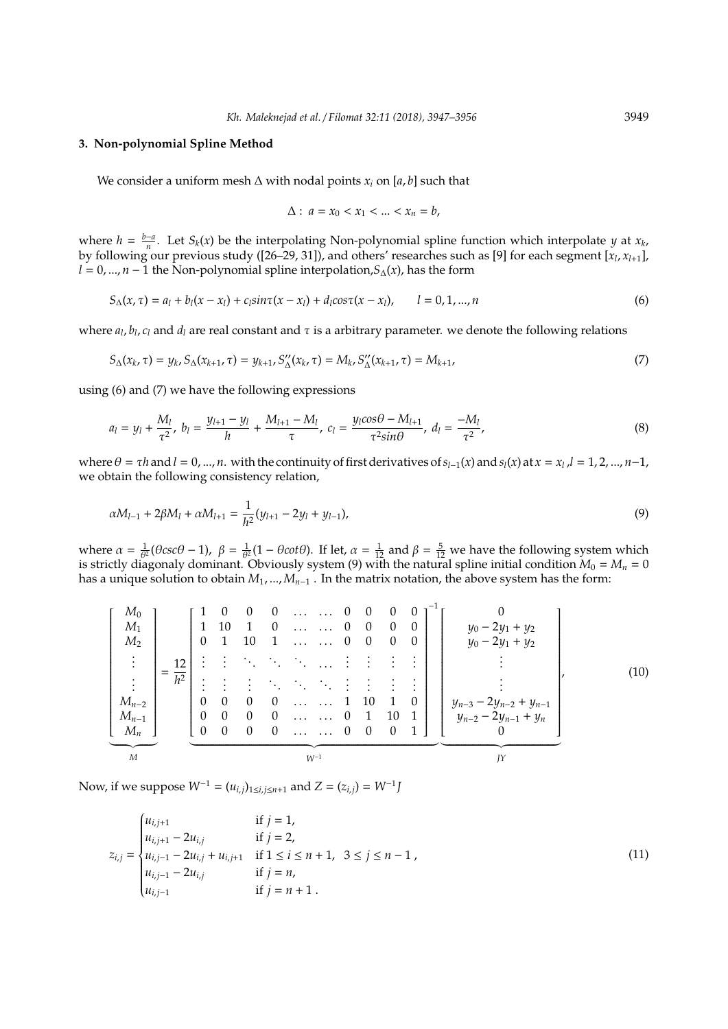## 3. Non-polynomial Spline Method

We consider a uniform mesh $\Delta$ with nodal points $x_i$ on $[a,b]$ such that

$$\Delta: \; a = x_0 < x_1 < ... < x_n = b,$$

where $h = \frac{b-a}{n}$. Let $S_k(x)$ be the interpolating Non-polynomial spline function which interpolate $y$ at $x_k$, by following our previous study ([26–29, 31]), and others' researches such as [9] for each segment $[x_l, x_{l+1}]$, $l = 0, ..., n-1$ the Non-polynomial spline interpolation, $S_\Delta(x)$, has the form

$$S_\Delta(x,\tau) = a_l + b_l(x - x_l) + c_l sin\tau(x - x_l) + d_l cos\tau(x - x_l), \qquad l = 0, 1, ..., n \tag{6}$$

where $a_l, b_l, c_l$ and $d_l$ are real constant and $\tau$ is a arbitrary parameter. we denote the following relations

$$S_\Delta(x_k,\tau) = y_k, S_\Delta(x_{k+1},\tau) = y_{k+1}, S''_\Delta(x_k,\tau) = M_k, S''_\Delta(x_{k+1},\tau) = M_{k+1}, \tag{7}$$

using (6) and (7) we have the following expressions

$$a_l = y_l + \frac{M_l}{\tau^2}, \; b_l = \frac{y_{l+1} - y_l}{h} + \frac{M_{l+1} - M_l}{\tau}, \; c_l = \frac{y_l cos\theta - M_{l+1}}{\tau^2 sin\theta}, \; d_l = \frac{-M_l}{\tau^2}, \tag{8}$$

where $\theta = \tau h$ and $l = 0, ..., n$. with the continuity of first derivatives of $s_{l-1}(x)$ and $s_l(x)$ at $x = x_l$, $l = 1, 2, ..., n-1$, we obtain the following consistency relation,

$$\alpha M_{l-1} + 2\beta M_l + \alpha M_{l+1} = \frac{1}{h^2}(y_{l+1} - 2y_l + y_{l-1}), \tag{9}$$

where $\alpha = \frac{1}{\theta^2}(\theta csc\theta - 1)$, $\beta = \frac{1}{\theta^2}(1 - \theta cot\theta)$. If let, $\alpha = \frac{1}{12}$ and $\beta = \frac{5}{12}$ we have the following system which is strictly diagonaly dominant. Obviously system (9) with the natural spline initial condition $M_0 = M_n = 0$ has a unique solution to obtain $M_1, ..., M_{n-1}$ . In the matrix notation, the above system has the form:

$$\underbrace{\begin{bmatrix} M_0 \\ M_1 \\ M_2 \\ \vdots \\ \vdots \\ M_{n-2} \\ M_{n-1} \\ M_n \end{bmatrix}}_{M} = \frac{12}{h^2} \underbrace{\begin{bmatrix} 1 & 0 & 0 & 0 & \dots & \dots & 0 & 0 & 0 & 0 \\ 1 & 10 & 1 & 0 & \dots & \dots & 0 & 0 & 0 & 0 \\ 0 & 1 & 10 & 1 & \dots & \dots & 0 & 0 & 0 & 0 \\ \vdots & \vdots & \ddots & \ddots & \ddots & \dots & \vdots & \vdots & \vdots & \vdots \\ \vdots & \vdots & \vdots & \ddots & \ddots & \ddots & \vdots & \vdots & \vdots & \vdots \\ 0 & 0 & 0 & 0 & \dots & \dots & 1 & 10 & 1 & 0 \\ 0 & 0 & 0 & 0 & \dots & \dots & 0 & 1 & 10 & 1 \\ 0 & 0 & 0 & 0 & \dots & \dots & 0 & 0 & 0 & 1 \end{bmatrix}^{-1}}_{W^{-1}} \underbrace{\begin{bmatrix} 0 \\ y_0 - 2y_1 + y_2 \\ y_0 - 2y_1 + y_2 \\ \vdots \\ \vdots \\ y_{n-3} - 2y_{n-2} + y_{n-1} \\ y_{n-2} - 2y_{n-1} + y_n \\ 0 \end{bmatrix}}_{JY}, \tag{10}$$

Now, if we suppose $W^{-1} = (u_{i,j})_{1 \le i,j \le n+1}$ and $Z = (z_{i,j}) = W^{-1}J$

$$z_{i,j} = \begin{cases} u_{i,j+1} & \text{if } j = 1, \\ u_{i,j+1} - 2u_{i,j} & \text{if } j = 2, \\ u_{i,j-1} - 2u_{i,j} + u_{i,j+1} & \text{if } 1 \le i \le n+1, \;\; 3 \le j \le n-1\,, \\ u_{i,j-1} - 2u_{i,j} & \text{if } j = n, \\ u_{i,j-1} & \text{if } j = n+1\,. \end{cases} \tag{11}$$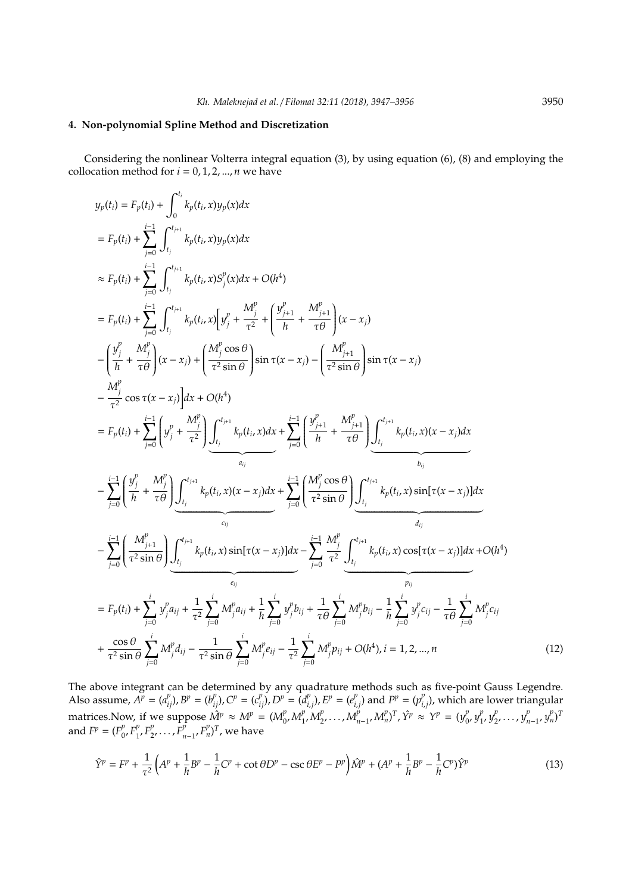## 4. Non-polynomial Spline Method and Discretization

Considering the nonlinear Volterra integral equation (3), by using equation (6), (8) and employing the collocation method for $i = 0, 1, 2, ..., n$ we have

$$
\begin{aligned}
y_p(t_i) &= F_p(t_i) + \int_0^{t_i} k_p(t_i, x) y_p(x) dx \\
&= F_p(t_i) + \sum_{j=0}^{i-1} \int_{t_j}^{t_{j+1}} k_p(t_i, x) y_p(x) dx \\
&\approx F_p(t_i) + \sum_{j=0}^{i-1} \int_{t_j}^{t_{j+1}} k_p(t_i, x) S_j^p(x) dx + O(h^4) \\
&= F_p(t_i) + \sum_{j=0}^{i-1} \int_{t_j}^{t_{j+1}} k_p(t_i, x) \Big[ y_j^p + \frac{M_j^p}{\tau^2} + \left( \frac{y_{j+1}^p}{h} + \frac{M_{j+1}^p}{\tau\theta} \right)(x - x_j) \\
&- \left( \frac{y_j^p}{h} + \frac{M_j^p}{\tau\theta} \right)(x - x_j) + \left( \frac{M_j^p \cos\theta}{\tau^2 \sin\theta} \right) \sin\tau(x - x_j) - \left( \frac{M_{j+1}^p}{\tau^2 \sin\theta} \right) \sin\tau(x - x_j) \\
&- \frac{M_j^p}{\tau^2} \cos\tau(x - x_j) \Big] dx + O(h^4) \\
&= F_p(t_i) + \sum_{j=0}^{i-1} \left( y_j^p + \frac{M_j^p}{\tau^2} \right) \underbrace{\int_{t_j}^{t_{j+1}} k_p(t_i, x) dx}_{a_{ij}} + \sum_{j=0}^{i-1} \left( \frac{y_{j+1}^p}{h} + \frac{M_{j+1}^p}{\tau\theta} \right) \underbrace{\int_{t_j}^{t_{j+1}} k_p(t_i, x)(x - x_j) dx}_{b_{ij}} \\
&- \sum_{j=0}^{i-1} \left( \frac{y_j^p}{h} + \frac{M_j^p}{\tau\theta} \right) \underbrace{\int_{t_j}^{t_{j+1}} k_p(t_i, x)(x - x_j) dx}_{c_{ij}} + \sum_{j=0}^{i-1} \left( \frac{M_j^p \cos\theta}{\tau^2 \sin\theta} \right) \underbrace{\int_{t_j}^{t_{j+1}} k_p(t_i, x) \sin[\tau(x - x_j)] dx}_{d_{ij}} \\
&- \sum_{j=0}^{i-1} \left( \frac{M_{j+1}^p}{\tau^2 \sin\theta} \right) \underbrace{\int_{t_j}^{t_{j+1}} k_p(t_i, x) \sin[\tau(x - x_j)] dx}_{e_{ij}} - \sum_{j=0}^{i-1} \frac{M_j^p}{\tau^2} \underbrace{\int_{t_j}^{t_{j+1}} k_p(t_i, x) \cos[\tau(x - x_j)] dx}_{p_{ij}} + O(h^4) \\
&= F_p(t_i) + \sum_{j=0}^{i} y_j^p a_{ij} + \frac{1}{\tau^2} \sum_{j=0}^{i} M_j^p a_{ij} + \frac{1}{h} \sum_{j=0}^{i} y_j^p b_{ij} + \frac{1}{\tau\theta} \sum_{j=0}^{i} M_j^p b_{ij} - \frac{1}{h} \sum_{j=0}^{i} y_j^p c_{ij} - \frac{1}{\tau\theta} \sum_{j=0}^{i} M_j^p c_{ij} \\
&+ \frac{\cos\theta}{\tau^2 \sin\theta} \sum_{j=0}^{i} M_j^p d_{ij} - \frac{1}{\tau^2 \sin\theta} \sum_{j=0}^{i} M_j^p e_{ij} - \frac{1}{\tau^2} \sum_{j=0}^{i} M_j^p p_{ij} + O(h^4), i = 1, 2, ..., n
\end{aligned}
\tag{12}
$$

The above integrant can be determined by any quadrature methods such as five-point Gauss Legendre. Also assume, $A^p = (a_{ij}^p)$, $B^p = (b_{ij}^p)$, $C^p = (c_{ij}^p)$, $D^p = (d_{i,j}^p)$, $E^p = (e_{i,j}^p)$ and $P^p = (p_{i,j}^p)$, which are lower triangular matrices.Now, if we suppose $\hat{M}^p \approx M^p = (M_0^p, M_1^p, M_2^p, \ldots, M_{n-1}^p, M_n^p)^T$, $\hat{Y}^p \approx Y^p = (y_0^p, y_1^p, y_2^p, \ldots, y_{n-1}^p, y_n^p)^T$ and $F^p = (F_0^p, F_1^p, F_2^p, \ldots, F_{n-1}^p, F_n^p)^T$, we have

$$
\hat{Y}^p = F^p + \frac{1}{\tau^2} \left( A^p + \frac{1}{h} B^p - \frac{1}{h} C^p + \cot\theta D^p - \csc\theta E^p - P^p \right) \hat{M}^p + (A^p + \frac{1}{h} B^p - \frac{1}{h} C^p) \hat{Y}^p \tag{13}
$$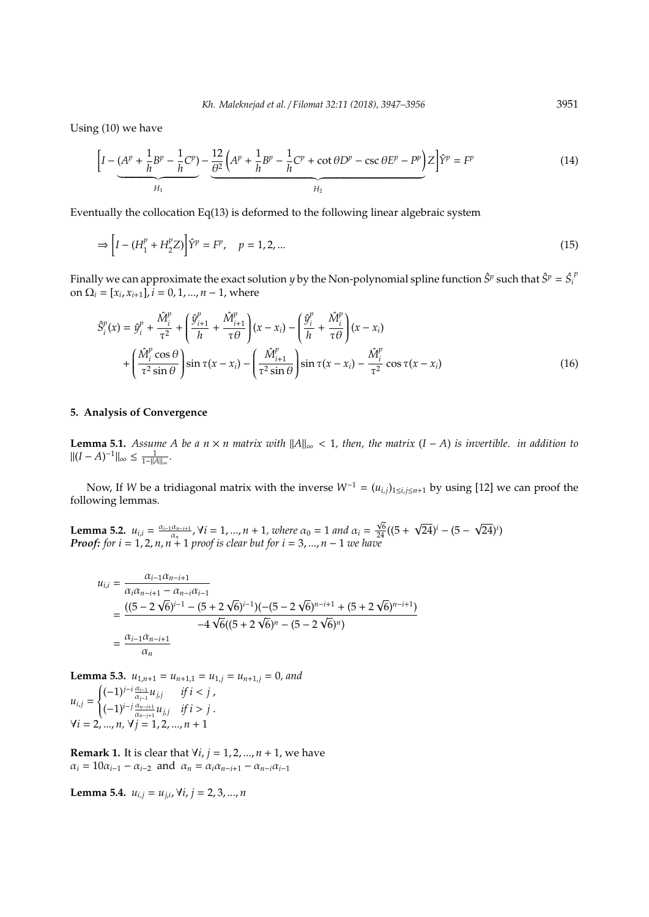Using (10) we have

$$\Big[I - \underbrace{(A^p + \frac{1}{h}B^p - \frac{1}{h}C^p)}_{H_1} - \underbrace{\frac{12}{\theta^2}\Big(A^p + \frac{1}{h}B^p - \frac{1}{h}C^p + \cot\theta D^p - \csc\theta E^p - P^p\Big)Z}_{H_2}\Big]\hat{Y}^p = F^p \tag{14}$$

Eventually the collocation Eq(13) is deformed to the following linear algebraic system

$$\Rightarrow \Big[I - (H_1^p + H_2^p Z)\Big]\hat{Y}^p = F^p, \quad p = 1, 2, ... \tag{15}$$

Finally we can approximate the exact solution $y$ by the Non-polynomial spline function $\hat{S}^p$ such that $\hat{S}^p = \hat{S}_i^p$ on $\Omega_i = [x_i, x_{i+1}]$, $i = 0, 1, ..., n-1$, where

$$\begin{aligned}\hat{S}_i^p(x) &= \hat{y}_i^p + \frac{\hat{M}_i^p}{\tau^2} + \left(\frac{\hat{y}_{i+1}^p}{h} + \frac{\hat{M}_{i+1}^p}{\tau\theta}\right)(x - x_i) - \left(\frac{\hat{y}_i^p}{h} + \frac{\hat{M}_i^p}{\tau\theta}\right)(x - x_i) \\ &+ \left(\frac{\hat{M}_i^p \cos\theta}{\tau^2 \sin\theta}\right)\sin\tau(x - x_i) - \left(\frac{\hat{M}_{i+1}^p}{\tau^2 \sin\theta}\right)\sin\tau(x - x_i) - \frac{\hat{M}_i^p}{\tau^2}\cos\tau(x - x_i)\end{aligned} \tag{16}$$

## 5. Analysis of Convergence

**Lemma 5.1.** *Assume $A$ be a $n \times n$ matrix with $\|A\|_\infty < 1$, then, the matrix $(I - A)$ is invertible. in addition to $\|(I - A)^{-1}\|_\infty \leq \frac{1}{1 - \|A\|_\infty}$.*

Now, If $W$ be a tridiagonal matrix with the inverse $W^{-1} = (u_{i,j})_{1 \leq i,j \leq n+1}$ by using [12] we can proof the following lemmas.

**Lemma 5.2.** *$u_{i,i} = \frac{\alpha_{i-1}\alpha_{n-i+1}}{\alpha_n}$, $\forall i = 1, ..., n+1$, where $\alpha_0 = 1$ and $\alpha_i = \frac{\sqrt{6}}{24}((5 + \sqrt{24})^i - (5 - \sqrt{24})^i)$*
***Proof:*** *for $i = 1, 2, n, n+1$ proof is clear but for $i = 3, ..., n-1$ we have*

$$\begin{aligned}u_{i,i} &= \frac{\alpha_{i-1}\alpha_{n-i+1}}{\alpha_i\alpha_{n-i+1} - \alpha_{n-i}\alpha_{i-1}} \\ &= \frac{((5 - 2\sqrt{6})^{i-1} - (5 + 2\sqrt{6})^{i-1})(-(5 - 2\sqrt{6})^{n-i+1} + (5 + 2\sqrt{6})^{n-i+1})}{-4\sqrt{6}((5 + 2\sqrt{6})^n - (5 - 2\sqrt{6})^n)} \\ &= \frac{\alpha_{i-1}\alpha_{n-i+1}}{\alpha_n}\end{aligned}$$

**Lemma 5.3.** *$u_{1,n+1} = u_{n+1,1} = u_{1,j} = u_{n+1,j} = 0$, and*

$$u_{i,j} = \begin{cases} (-1)^{j-i}\frac{\alpha_{i-1}}{\alpha_{j-1}}u_{j,j} & \text{if } i < j\,, \\ (-1)^{i-j}\frac{\alpha_{n-i+1}}{\alpha_{n-j+1}}u_{j,j} & \text{if } i > j\,. \end{cases}$$

*$\forall i = 2, ..., n$, $\forall j = 1, 2, ..., n+1$*

**Remark 1.** It is clear that $\forall i, j = 1, 2, ..., n+1$, we have
$\alpha_i = 10\alpha_{i-1} - \alpha_{i-2}$ and $\alpha_n = \alpha_i\alpha_{n-i+1} - \alpha_{n-i}\alpha_{i-1}$

**Lemma 5.4.** *$u_{i,j} = u_{j,i}$, $\forall i, j = 2, 3, ..., n$*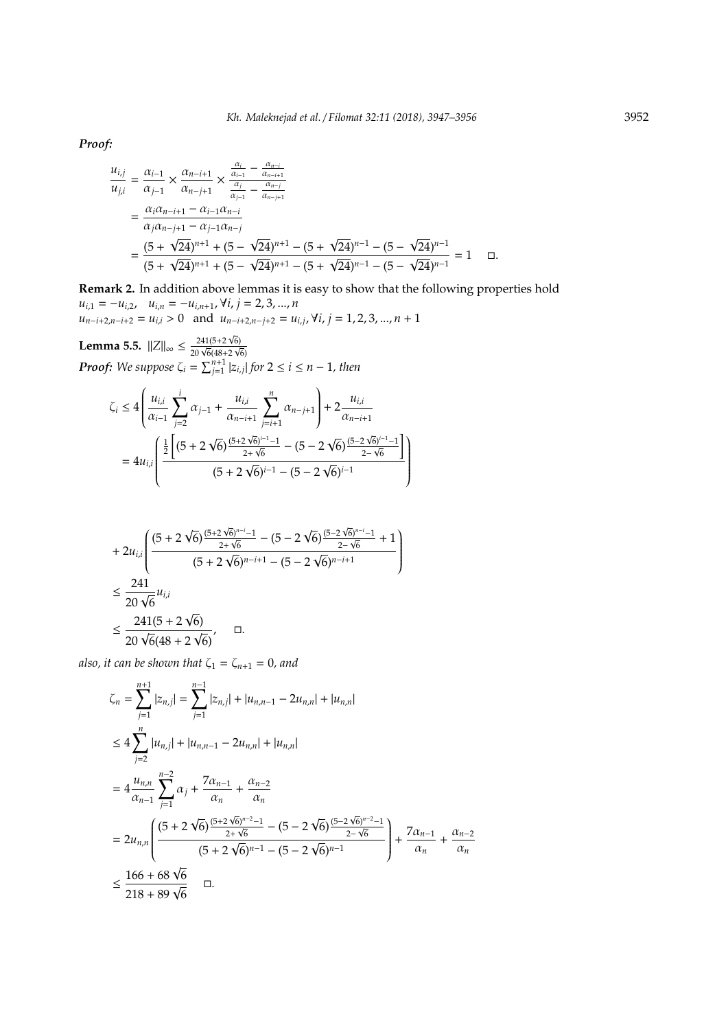***Proof:***

$$
\begin{aligned}
\frac{u_{i,j}}{u_{j,i}} &= \frac{\alpha_{i-1}}{\alpha_{j-1}} \times \frac{\alpha_{n-i+1}}{\alpha_{n-j+1}} \times \frac{\frac{\alpha_i}{\alpha_{i-1}} - \frac{\alpha_{n-i}}{\alpha_{n-i+1}}}{\frac{\alpha_j}{\alpha_{j-1}} - \frac{\alpha_{n-j}}{\alpha_{n-j+1}}} \\
&= \frac{\alpha_i \alpha_{n-i+1} - \alpha_{i-1}\alpha_{n-i}}{\alpha_j \alpha_{n-j+1} - \alpha_{j-1}\alpha_{n-j}} \\
&= \frac{(5+\sqrt{24})^{n+1} + (5-\sqrt{24})^{n+1} - (5+\sqrt{24})^{n-1} - (5-\sqrt{24})^{n-1}}{(5+\sqrt{24})^{n+1} + (5-\sqrt{24})^{n+1} - (5+\sqrt{24})^{n-1} - (5-\sqrt{24})^{n-1}} = 1 \quad \square.
\end{aligned}
$$

**Remark 2.** In addition above lemmas it is easy to show that the following properties hold
$u_{i,1} = -u_{i,2}, \quad u_{i,n} = -u_{i,n+1}, \forall i, j = 2, 3, ..., n$
$u_{n-i+2,n-i+2} = u_{i,i} > 0$ and $u_{n-i+2,n-j+2} = u_{i,j}, \forall i, j = 1, 2, 3, ..., n+1$

**Lemma 5.5.** $\|Z\|_\infty \leq \frac{241(5+2\sqrt{6})}{20\sqrt{6}(48+2\sqrt{6})}$

***Proof:*** *We suppose $\zeta_i = \sum_{j=1}^{n+1} |z_{i,j}|$ for $2 \leq i \leq n-1$, then*

$$
\begin{aligned}
\zeta_i &\leq 4\left(\frac{u_{i,i}}{\alpha_{i-1}}\sum_{j=2}^{i}\alpha_{j-1} + \frac{u_{i,i}}{\alpha_{n-i+1}}\sum_{j=i+1}^{n}\alpha_{n-j+1}\right) + 2\frac{u_{i,i}}{\alpha_{n-i+1}} \\
&= 4u_{i,i}\left(\frac{\frac{1}{2}\left[(5+2\sqrt{6})\frac{(5+2\sqrt{6})^{i-1}-1}{2+\sqrt{6}} - (5-2\sqrt{6})\frac{(5-2\sqrt{6})^{i-1}-1}{2-\sqrt{6}}\right]}{(5+2\sqrt{6})^{i-1} - (5-2\sqrt{6})^{i-1}}\right) \\
&+ 2u_{i,i}\left(\frac{(5+2\sqrt{6})\frac{(5+2\sqrt{6})^{n-i}-1}{2+\sqrt{6}} - (5-2\sqrt{6})\frac{(5-2\sqrt{6})^{n-i}-1}{2-\sqrt{6}} + 1}{(5+2\sqrt{6})^{n-i+1} - (5-2\sqrt{6})^{n-i+1}}\right) \\
&\leq \frac{241}{20\sqrt{6}}u_{i,i} \\
&\leq \frac{241(5+2\sqrt{6})}{20\sqrt{6}(48+2\sqrt{6})}, \quad \square.
\end{aligned}
$$

*also, it can be shown that $\zeta_1 = \zeta_{n+1} = 0$, and*

$$
\begin{aligned}
\zeta_n &= \sum_{j=1}^{n+1}|z_{n,j}| = \sum_{j=1}^{n-1}|z_{n,j}| + |u_{n,n-1} - 2u_{n,n}| + |u_{n,n}| \\
&\leq 4\sum_{j=2}^{n}|u_{n,j}| + |u_{n,n-1} - 2u_{n,n}| + |u_{n,n}| \\
&= 4\frac{u_{n,n}}{\alpha_{n-1}}\sum_{j=1}^{n-2}\alpha_j + \frac{7\alpha_{n-1}}{\alpha_n} + \frac{\alpha_{n-2}}{\alpha_n} \\
&= 2u_{n,n}\left(\frac{(5+2\sqrt{6})\frac{(5+2\sqrt{6})^{n-2}-1}{2+\sqrt{6}} - (5-2\sqrt{6})\frac{(5-2\sqrt{6})^{n-2}-1}{2-\sqrt{6}}}{(5+2\sqrt{6})^{n-1} - (5-2\sqrt{6})^{n-1}}\right) + \frac{7\alpha_{n-1}}{\alpha_n} + \frac{\alpha_{n-2}}{\alpha_n} \\
&\leq \frac{166+68\sqrt{6}}{218+89\sqrt{6}} \quad \square.
\end{aligned}
$$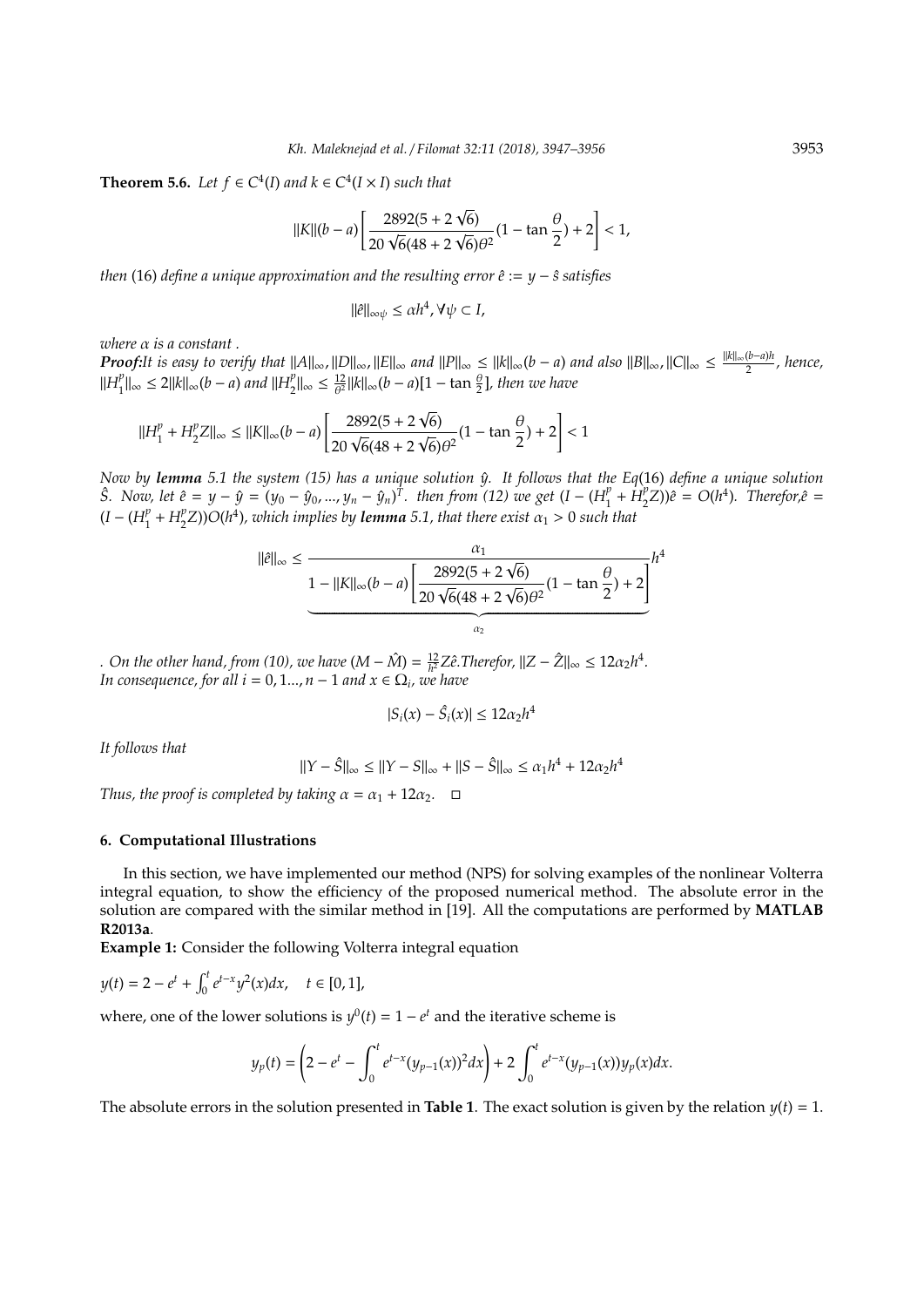**Theorem 5.6.** *Let $f \in C^4(I)$ and $k \in C^4(I \times I)$ such that*

$$\|K\|(b-a)\left[\frac{2892(5+2\sqrt{6})}{20\sqrt{6}(48+2\sqrt{6})\theta^2}(1-\tan\frac{\theta}{2})+2\right]<1,$$

*then* (16) *define a unique approximation and the resulting error $\hat{e} := y - \hat{s}$ satisfies*

$$\|\hat{e}\|_{\infty\psi} \leq \alpha h^4, \forall \psi \subset I,$$

*where $\alpha$ is a constant .*

***Proof:*** It is easy to verify that $\|A\|_\infty, \|D\|_\infty, \|E\|_\infty$ and $\|P\|_\infty \leq \|k\|_\infty(b-a)$ and also $\|B\|_\infty, \|C\|_\infty \leq \frac{\|k\|_\infty(b-a)h}{2}$, hence, $\|H_1^p\|_\infty \leq 2\|k\|_\infty(b-a)$ and $\|H_2^p\|_\infty \leq \frac{12}{\theta^2}\|k\|_\infty(b-a)[1-\tan\frac{\theta}{2}]$, then we have

$$\|H_1^p + H_2^p Z\|_\infty \leq \|K\|_\infty(b-a)\left[\frac{2892(5+2\sqrt{6})}{20\sqrt{6}(48+2\sqrt{6})\theta^2}(1-\tan\frac{\theta}{2})+2\right]<1$$

Now by ***lemma*** 5.1 the system (15) has a unique solution $\hat{y}$. It follows that the Eq(16) define a unique solution $\hat{S}$. Now, let $\hat{e} = y - \hat{y} = (y_0 - \hat{y}_0, ..., y_n - \hat{y}_n)^T$. then from (12) we get $(I - (H_1^p + H_2^p Z))\hat{e} = O(h^4)$. Therefor,$\hat{e} = (I - (H_1^p + H_2^p Z))O(h^4)$, which implies by ***lemma*** 5.1, that there exist $\alpha_1 > 0$ such that

$$\|\hat{e}\|_\infty \leq \underbrace{\frac{\alpha_1}{1-\|K\|_\infty(b-a)\left[\frac{2892(5+2\sqrt{6})}{20\sqrt{6}(48+2\sqrt{6})\theta^2}(1-\tan\frac{\theta}{2})+2\right]}}_{\alpha_2}h^4$$

. On the other hand, from (10), we have $(M - \hat{M}) = \frac{12}{h^2}Z\hat{e}$.Therefor, $\|Z - \hat{Z}\|_\infty \leq 12\alpha_2 h^4$.
In consequence, for all $i = 0, 1..., n-1$ and $x \in \Omega_i$, we have

$$|S_i(x) - \hat{S}_i(x)| \leq 12\alpha_2 h^4$$

It follows that

$$\|Y - \hat{S}\|_\infty \leq \|Y - S\|_\infty + \|S - \hat{S}\|_\infty \leq \alpha_1 h^4 + 12\alpha_2 h^4$$

Thus, the proof is completed by taking $\alpha = \alpha_1 + 12\alpha_2$. $\square$

## 6. Computational Illustrations

In this section, we have implemented our method (NPS) for solving examples of the nonlinear Volterra integral equation, to show the efficiency of the proposed numerical method. The absolute error in the solution are compared with the similar method in [19]. All the computations are performed by **MATLAB R2013a**.

**Example 1:** Consider the following Volterra integral equation

$y(t) = 2 - e^t + \int_0^t e^{t-x}y^2(x)dx, \quad t \in [0, 1],$

where, one of the lower solutions is $y^0(t) = 1 - e^t$ and the iterative scheme is

$$y_p(t) = \left(2 - e^t - \int_0^t e^{t-x}(y_{p-1}(x))^2 dx\right) + 2\int_0^t e^{t-x}(y_{p-1}(x))y_p(x)dx.$$

The absolute errors in the solution presented in **Table 1**. The exact solution is given by the relation $y(t) = 1$.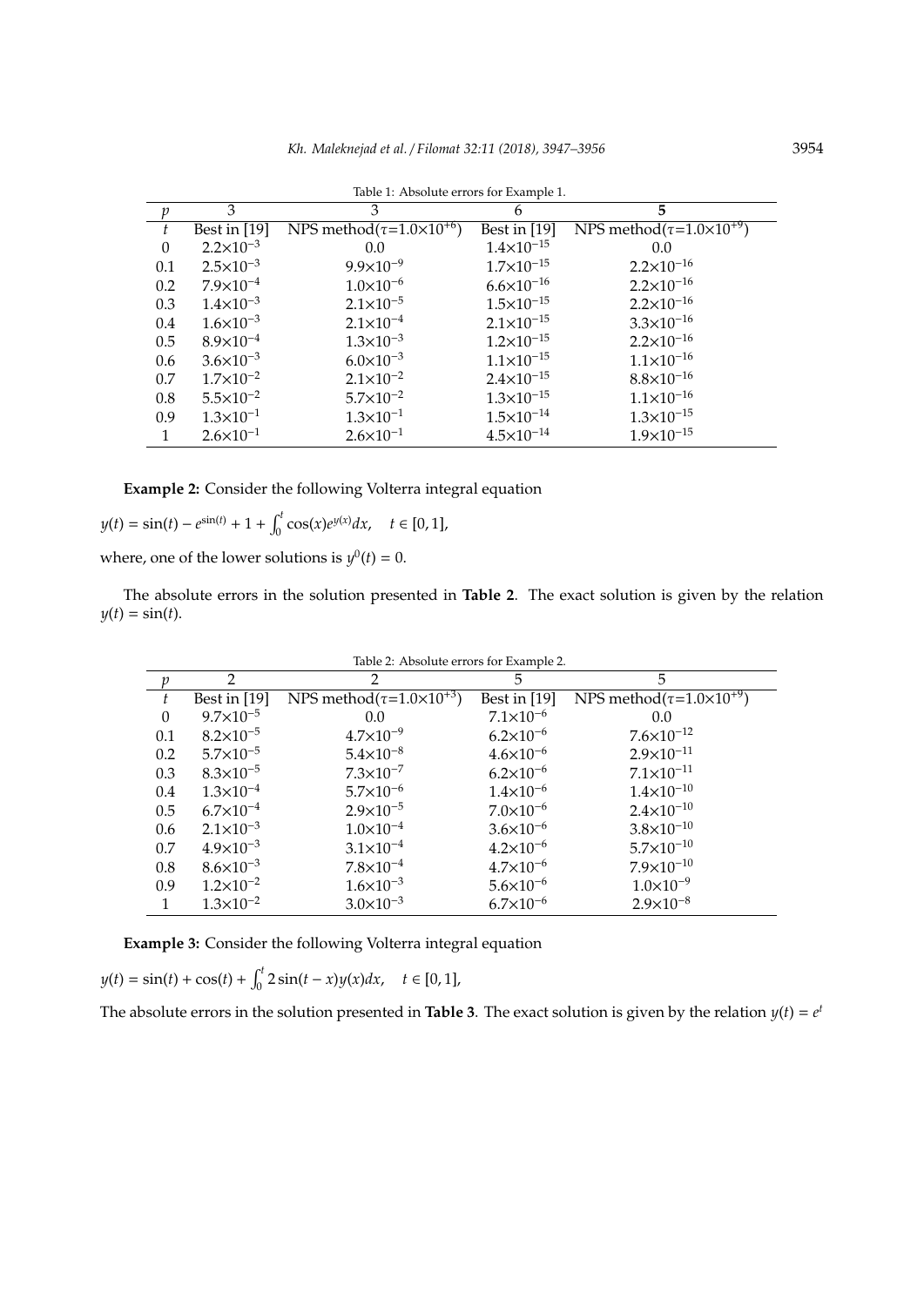Table 1: Absolute errors for Example 1.

| $p$ | 3 | 3 | 6 | **5** |
|---|---|---|---|---|
| $t$ | Best in [19] | NPS method($\tau$=1.0×10$^{+6}$) | Best in [19] | NPS method($\tau$=1.0×10$^{+9}$) |
| 0 | $2.2\times10^{-3}$ | 0.0 | $1.4\times10^{-15}$ | 0.0 |
| 0.1 | $2.5\times10^{-3}$ | $9.9\times10^{-9}$ | $1.7\times10^{-15}$ | $2.2\times10^{-16}$ |
| 0.2 | $7.9\times10^{-4}$ | $1.0\times10^{-6}$ | $6.6\times10^{-16}$ | $2.2\times10^{-16}$ |
| 0.3 | $1.4\times10^{-3}$ | $2.1\times10^{-5}$ | $1.5\times10^{-15}$ | $2.2\times10^{-16}$ |
| 0.4 | $1.6\times10^{-3}$ | $2.1\times10^{-4}$ | $2.1\times10^{-15}$ | $3.3\times10^{-16}$ |
| 0.5 | $8.9\times10^{-4}$ | $1.3\times10^{-3}$ | $1.2\times10^{-15}$ | $2.2\times10^{-16}$ |
| 0.6 | $3.6\times10^{-3}$ | $6.0\times10^{-3}$ | $1.1\times10^{-15}$ | $1.1\times10^{-16}$ |
| 0.7 | $1.7\times10^{-2}$ | $2.1\times10^{-2}$ | $2.4\times10^{-15}$ | $8.8\times10^{-16}$ |
| 0.8 | $5.5\times10^{-2}$ | $5.7\times10^{-2}$ | $1.3\times10^{-15}$ | $1.1\times10^{-16}$ |
| 0.9 | $1.3\times10^{-1}$ | $1.3\times10^{-1}$ | $1.5\times10^{-14}$ | $1.3\times10^{-15}$ |
| 1 | $2.6\times10^{-1}$ | $2.6\times10^{-1}$ | $4.5\times10^{-14}$ | $1.9\times10^{-15}$ |

**Example 2:** Consider the following Volterra integral equation

$y(t) = \sin(t) - e^{\sin(t)} + 1 + \int_0^t \cos(x)e^{y(x)}dx, \quad t \in [0, 1],$

where, one of the lower solutions is $y^0(t) = 0$.

The absolute errors in the solution presented in **Table 2**. The exact solution is given by the relation $y(t) = \sin(t)$.

Table 2: Absolute errors for Example 2.

| $p$ | 2 | 2 | 5 | 5 |
|---|---|---|---|---|
| $t$ | Best in [19] | NPS method($\tau$=1.0×10$^{+3}$) | Best in [19] | NPS method($\tau$=1.0×10$^{+9}$) |
| 0 | $9.7\times10^{-5}$ | 0.0 | $7.1\times10^{-6}$ | 0.0 |
| 0.1 | $8.2\times10^{-5}$ | $4.7\times10^{-9}$ | $6.2\times10^{-6}$ | $7.6\times10^{-12}$ |
| 0.2 | $5.7\times10^{-5}$ | $5.4\times10^{-8}$ | $4.6\times10^{-6}$ | $2.9\times10^{-11}$ |
| 0.3 | $8.3\times10^{-5}$ | $7.3\times10^{-7}$ | $6.2\times10^{-6}$ | $7.1\times10^{-11}$ |
| 0.4 | $1.3\times10^{-4}$ | $5.7\times10^{-6}$ | $1.4\times10^{-6}$ | $1.4\times10^{-10}$ |
| 0.5 | $6.7\times10^{-4}$ | $2.9\times10^{-5}$ | $7.0\times10^{-6}$ | $2.4\times10^{-10}$ |
| 0.6 | $2.1\times10^{-3}$ | $1.0\times10^{-4}$ | $3.6\times10^{-6}$ | $3.8\times10^{-10}$ |
| 0.7 | $4.9\times10^{-3}$ | $3.1\times10^{-4}$ | $4.2\times10^{-6}$ | $5.7\times10^{-10}$ |
| 0.8 | $8.6\times10^{-3}$ | $7.8\times10^{-4}$ | $4.7\times10^{-6}$ | $7.9\times10^{-10}$ |
| 0.9 | $1.2\times10^{-2}$ | $1.6\times10^{-3}$ | $5.6\times10^{-6}$ | $1.0\times10^{-9}$ |
| 1 | $1.3\times10^{-2}$ | $3.0\times10^{-3}$ | $6.7\times10^{-6}$ | $2.9\times10^{-8}$ |

**Example 3:** Consider the following Volterra integral equation

$y(t) = \sin(t) + \cos(t) + \int_0^t 2\sin(t-x)y(x)dx, \quad t \in [0, 1],$

The absolute errors in the solution presented in **Table 3**. The exact solution is given by the relation $y(t) = e^t$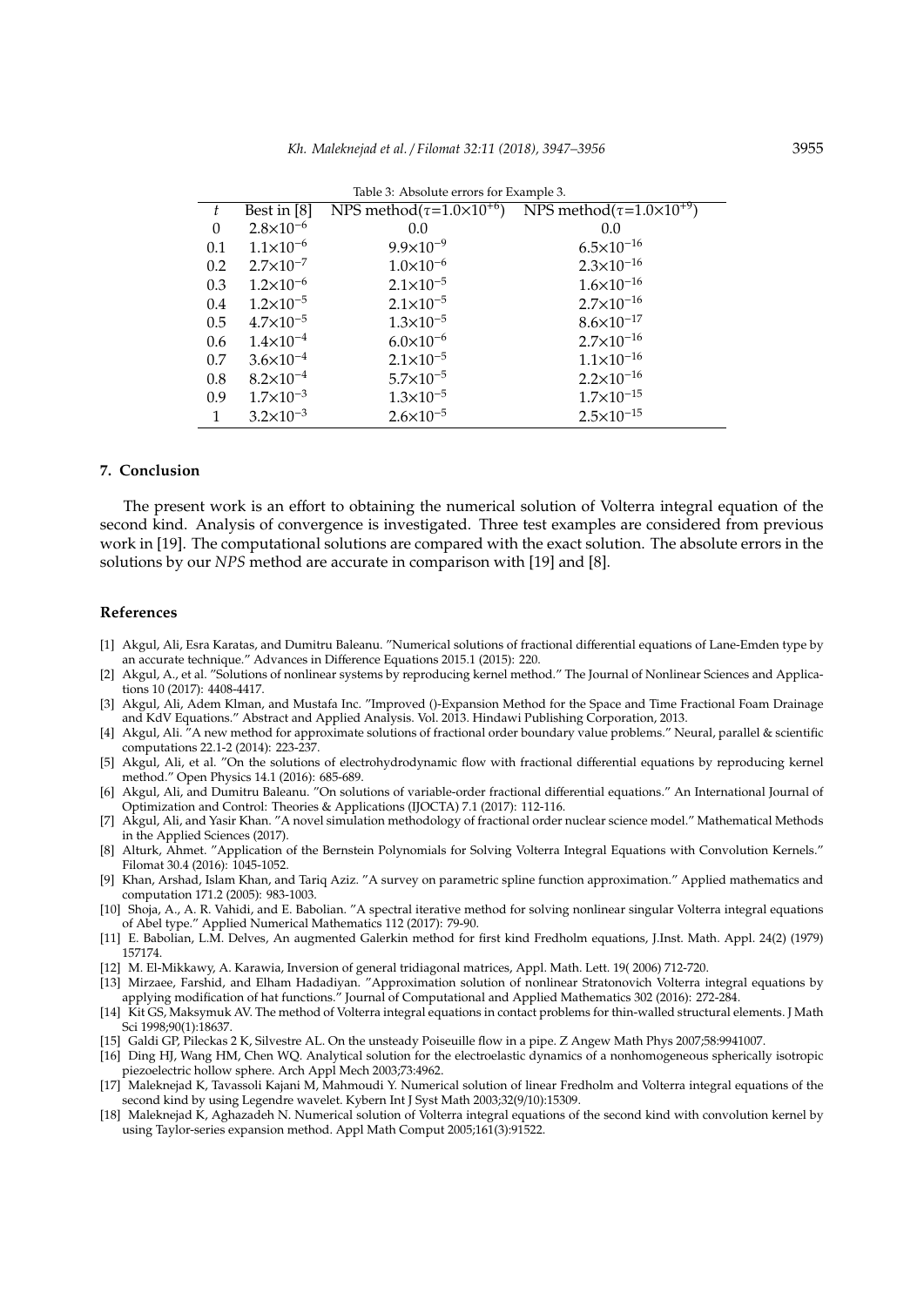Table 3: Absolute errors for Example 3.

| $t$ | Best in [8] | NPS method($\tau$=1.0×10$^{+6}$) | NPS method($\tau$=1.0×10$^{+9}$) |
|---|---|---|---|
| 0 | $2.8\times10^{-6}$ | 0.0 | 0.0 |
| 0.1 | $1.1\times10^{-6}$ | $9.9\times10^{-9}$ | $6.5\times10^{-16}$ |
| 0.2 | $2.7\times10^{-7}$ | $1.0\times10^{-6}$ | $2.3\times10^{-16}$ |
| 0.3 | $1.2\times10^{-6}$ | $2.1\times10^{-5}$ | $1.6\times10^{-16}$ |
| 0.4 | $1.2\times10^{-5}$ | $2.1\times10^{-5}$ | $2.7\times10^{-16}$ |
| 0.5 | $4.7\times10^{-5}$ | $1.3\times10^{-5}$ | $8.6\times10^{-17}$ |
| 0.6 | $1.4\times10^{-4}$ | $6.0\times10^{-6}$ | $2.7\times10^{-16}$ |
| 0.7 | $3.6\times10^{-4}$ | $2.1\times10^{-5}$ | $1.1\times10^{-16}$ |
| 0.8 | $8.2\times10^{-4}$ | $5.7\times10^{-5}$ | $2.2\times10^{-16}$ |
| 0.9 | $1.7\times10^{-3}$ | $1.3\times10^{-5}$ | $1.7\times10^{-15}$ |
| 1 | $3.2\times10^{-3}$ | $2.6\times10^{-5}$ | $2.5\times10^{-15}$ |

## 7. Conclusion

The present work is an effort to obtaining the numerical solution of Volterra integral equation of the second kind. Analysis of convergence is investigated. Three test examples are considered from previous work in [19]. The computational solutions are compared with the exact solution. The absolute errors in the solutions by our *NPS* method are accurate in comparison with [19] and [8].

## References

[1] Akgul, Ali, Esra Karatas, and Dumitru Baleanu. "Numerical solutions of fractional differential equations of Lane-Emden type by an accurate technique." Advances in Difference Equations 2015.1 (2015): 220.

[2] Akgul, A., et al. "Solutions of nonlinear systems by reproducing kernel method." The Journal of Nonlinear Sciences and Applications 10 (2017): 4408-4417.

[3] Akgul, Ali, Adem Klman, and Mustafa Inc. "Improved ()-Expansion Method for the Space and Time Fractional Foam Drainage and KdV Equations." Abstract and Applied Analysis. Vol. 2013. Hindawi Publishing Corporation, 2013.

[4] Akgul, Ali. "A new method for approximate solutions of fractional order boundary value problems." Neural, parallel & scientific computations 22.1-2 (2014): 223-237.

[5] Akgul, Ali, et al. "On the solutions of electrohydrodynamic flow with fractional differential equations by reproducing kernel method." Open Physics 14.1 (2016): 685-689.

[6] Akgul, Ali, and Dumitru Baleanu. "On solutions of variable-order fractional differential equations." An International Journal of Optimization and Control: Theories & Applications (IJOCTA) 7.1 (2017): 112-116.

[7] Akgul, Ali, and Yasir Khan. "A novel simulation methodology of fractional order nuclear science model." Mathematical Methods in the Applied Sciences (2017).

[8] Alturk, Ahmet. "Application of the Bernstein Polynomials for Solving Volterra Integral Equations with Convolution Kernels." Filomat 30.4 (2016): 1045-1052.

[9] Khan, Arshad, Islam Khan, and Tariq Aziz. "A survey on parametric spline function approximation." Applied mathematics and computation 171.2 (2005): 983-1003.

[10] Shoja, A., A. R. Vahidi, and E. Babolian. "A spectral iterative method for solving nonlinear singular Volterra integral equations of Abel type." Applied Numerical Mathematics 112 (2017): 79-90.

[11] E. Babolian, L.M. Delves, An augmented Galerkin method for first kind Fredholm equations, J.Inst. Math. Appl. 24(2) (1979) 157174.

[12] M. El-Mikkawy, A. Karawia, Inversion of general tridiagonal matrices, Appl. Math. Lett. 19( 2006) 712-720.

[13] Mirzaee, Farshid, and Elham Hadadiyan. "Approximation solution of nonlinear Stratonovich Volterra integral equations by applying modification of hat functions." Journal of Computational and Applied Mathematics 302 (2016): 272-284.

[14] Kit GS, Maksymuk AV. The method of Volterra integral equations in contact problems for thin-walled structural elements. J Math Sci 1998;90(1):18637.

[15] Galdi GP, Pileckas 2 K, Silvestre AL. On the unsteady Poiseuille flow in a pipe. Z Angew Math Phys 2007;58:9941007.

[16] Ding HJ, Wang HM, Chen WQ. Analytical solution for the electroelastic dynamics of a nonhomogeneous spherically isotropic piezoelectric hollow sphere. Arch Appl Mech 2003;73:4962.

[17] Maleknejad K, Tavassoli Kajani M, Mahmoudi Y. Numerical solution of linear Fredholm and Volterra integral equations of the second kind by using Legendre wavelet. Kybern Int J Syst Math 2003;32(9/10):15309.

[18] Maleknejad K, Aghazadeh N. Numerical solution of Volterra integral equations of the second kind with convolution kernel by using Taylor-series expansion method. Appl Math Comput 2005;161(3):91522.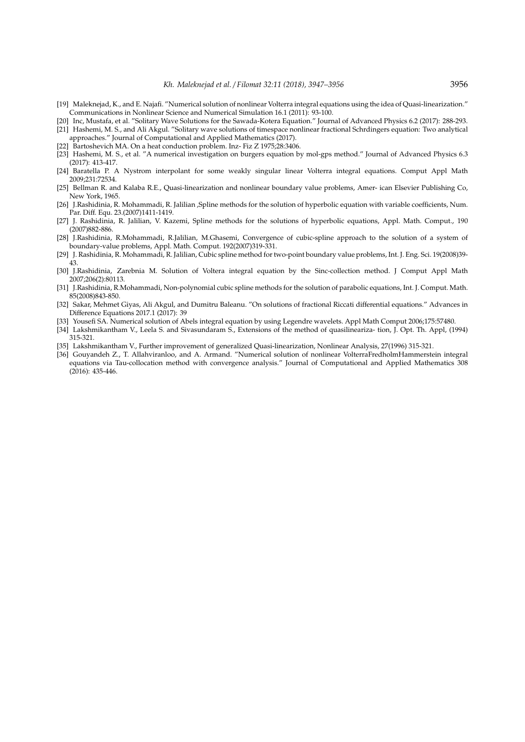[19] Maleknejad, K., and E. Najafi. "Numerical solution of nonlinear Volterra integral equations using the idea of Quasi-linearization." Communications in Nonlinear Science and Numerical Simulation 16.1 (2011): 93-100.

[20] Inc, Mustafa, et al. "Solitary Wave Solutions for the Sawada-Kotera Equation." Journal of Advanced Physics 6.2 (2017): 288-293.

[21] Hashemi, M. S., and Ali Akgul. "Solitary wave solutions of timespace nonlinear fractional Schrdingers equation: Two analytical approaches." Journal of Computational and Applied Mathematics (2017).

[22] Bartoshevich MA. On a heat conduction problem. Inz- Fiz Z 1975;28:3406.

[23] Hashemi, M. S., et al. "A numerical investigation on burgers equation by mol-gps method." Journal of Advanced Physics 6.3 (2017): 413-417.

[24] Baratella P. A Nystrom interpolant for some weakly singular linear Volterra integral equations. Comput Appl Math 2009;231:72534.

[25] Bellman R. and Kalaba R.E., Quasi-linearization and nonlinear boundary value problems, Amer- ican Elsevier Publishing Co, New York, 1965.

[26] J.Rashidinia, R. Mohammadi, R. Jalilian ,Spline methods for the solution of hyperbolic equation with variable coefficients, Num. Par. Diff. Equ. 23.(2007)1411-1419.

[27] J. Rashidinia, R. Jalilian, V. Kazemi, Spline methods for the solutions of hyperbolic equations, Appl. Math. Comput., 190 (2007)882-886.

[28] J.Rashidinia, R.Mohammadi, R.Jalilian, M.Ghasemi, Convergence of cubic-spline approach to the solution of a system of boundary-value problems, Appl. Math. Comput. 192(2007)319-331.

[29] J. Rashidinia, R. Mohammadi, R. Jalilian, Cubic spline method for two-point boundary value problems, Int. J. Eng. Sci. 19(2008)39-43.

[30] J.Rashidinia, Zarebnia M. Solution of Voltera integral equation by the Sinc-collection method. J Comput Appl Math 2007;206(2):80113.

[31] J.Rashidinia, R.Mohammadi, Non-polynomial cubic spline methods for the solution of parabolic equations, Int. J. Comput. Math. 85(2008)843-850.

[32] Sakar, Mehmet Giyas, Ali Akgul, and Dumitru Baleanu. "On solutions of fractional Riccati differential equations." Advances in Difference Equations 2017.1 (2017): 39

[33] Yousefi SA. Numerical solution of Abels integral equation by using Legendre wavelets. Appl Math Comput 2006;175:57480.

[34] Lakshmikantham V., Leela S. and Sivasundaram S., Extensions of the method of quasilineariza- tion, J. Opt. Th. Appl, (1994) 315-321.

[35] Lakshmikantham V., Further improvement of generalized Quasi-linearization, Nonlinear Analysis, 27(1996) 315-321.

[36] Gouyandeh Z., T. Allahviranloo, and A. Armand. "Numerical solution of nonlinear VolterraFredholmHammerstein integral equations via Tau-collocation method with convergence analysis." Journal of Computational and Applied Mathematics 308 (2016): 435-446.